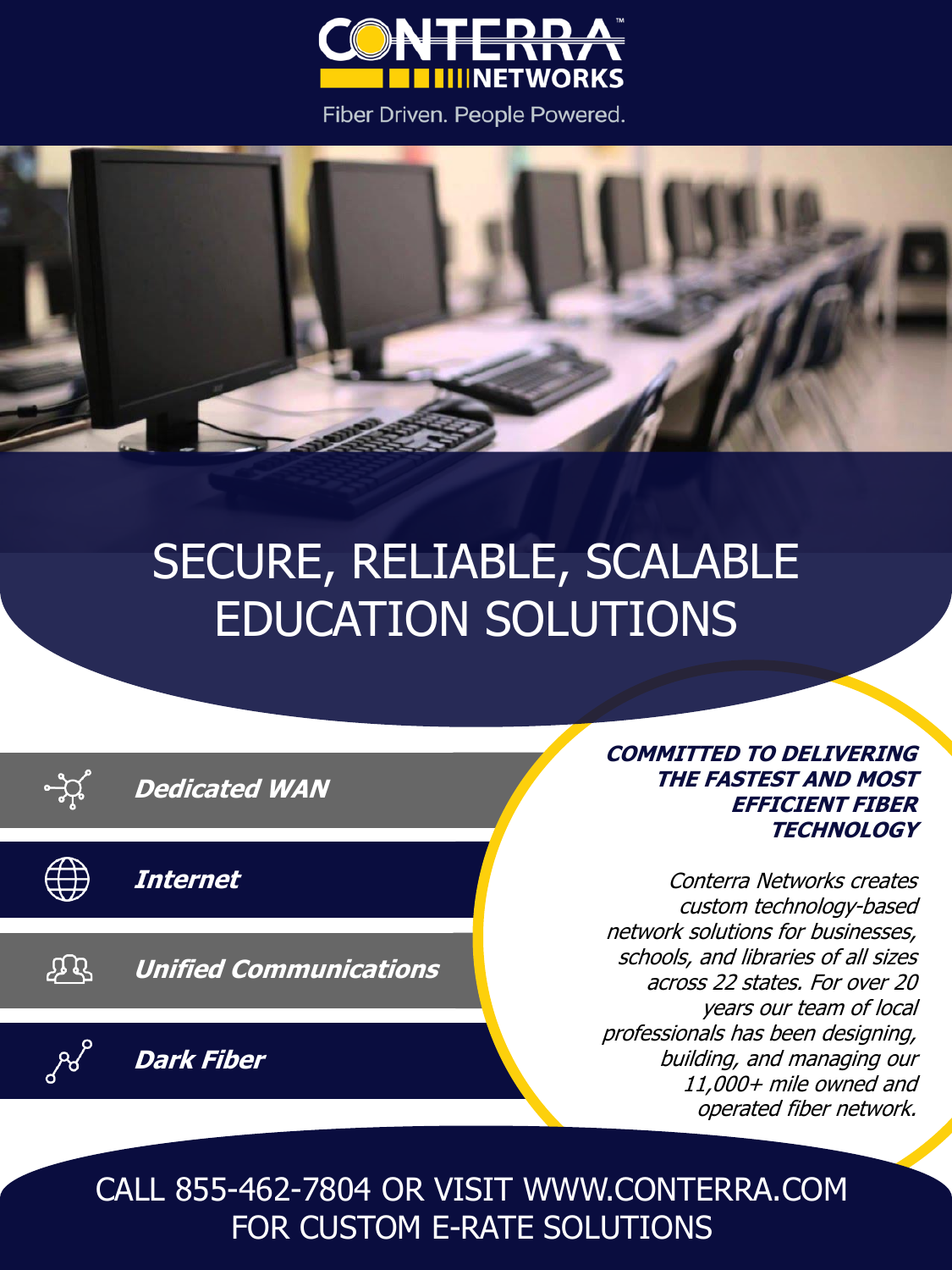# CONTERRA NETWORKS

Fiber Driven. People Powered.

# SECURE, RELIABLE, SCALABLE EDUCATION SOLUTIONS

- ***Dedicated WAN***
- ***Internet***
- ***Unified Communications***
- ***Dark Fiber***

## *COMMITTED TO DELIVERING THE FASTEST AND MOST EFFICIENT FIBER TECHNOLOGY*

*Conterra Networks creates custom technology-based network solutions for businesses, schools, and libraries of all sizes across 22 states. For over 20 years our team of local professionals has been designing, building, and managing our 11,000+ mile owned and operated fiber network.*

CALL 855-462-7804 OR VISIT WWW.CONTERRA.COM FOR CUSTOM E-RATE SOLUTIONS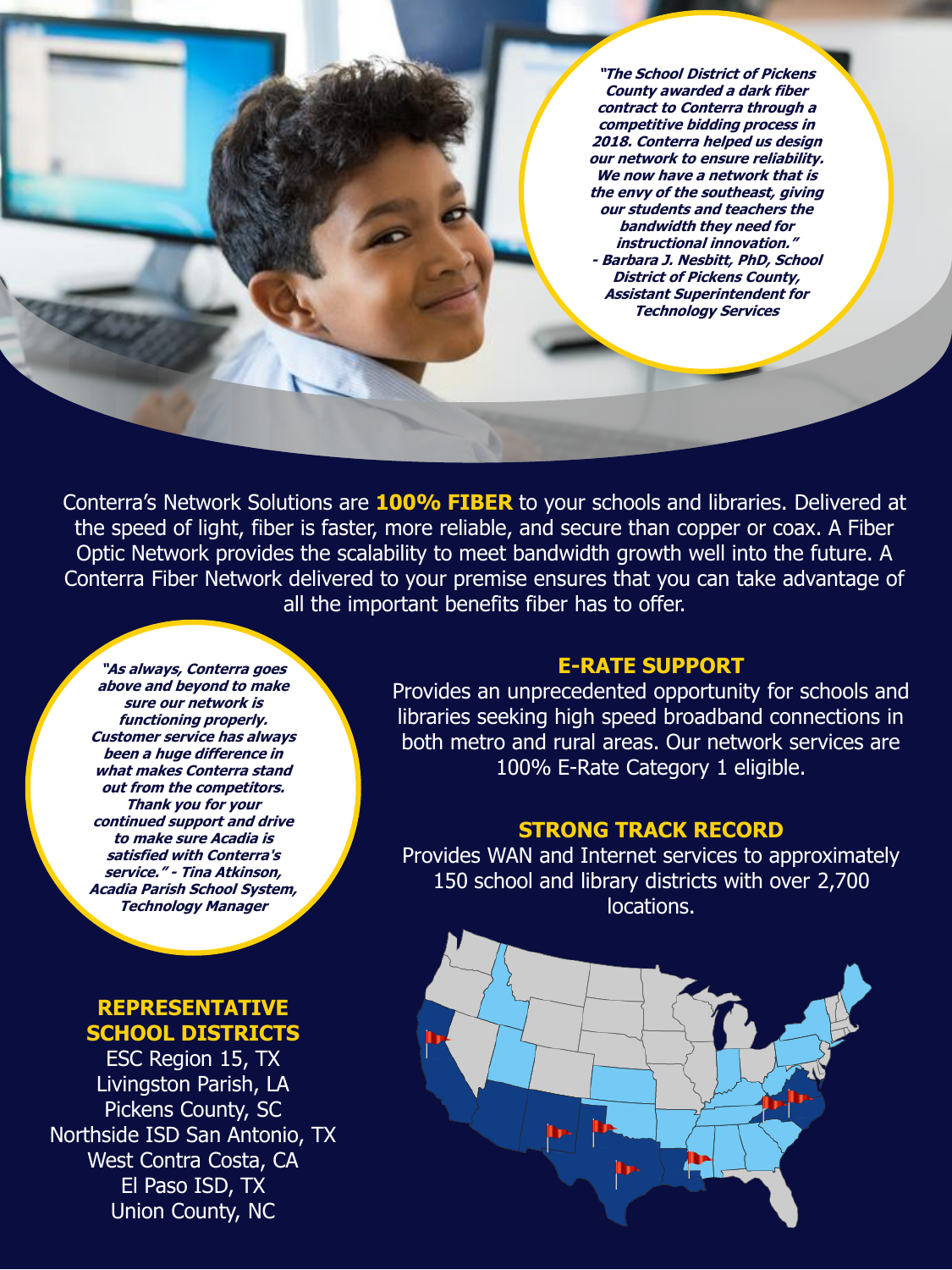*"The School District of Pickens County awarded a dark fiber contract to Conterra through a competitive bidding process in 2018. Conterra helped us design our network to ensure reliability. We now have a network that is the envy of the southeast, giving our students and teachers the bandwidth they need for instructional innovation." - Barbara J. Nesbitt, PhD, School District of Pickens County, Assistant Superintendent for Technology Services*

Conterra's Network Solutions are **100% FIBER** to your schools and libraries. Delivered at the speed of light, fiber is faster, more reliable, and secure than copper or coax. A Fiber Optic Network provides the scalability to meet bandwidth growth well into the future. A Conterra Fiber Network delivered to your premise ensures that you can take advantage of all the important benefits fiber has to offer.

*"As always, Conterra goes above and beyond to make sure our network is functioning properly. Customer service has always been a huge difference in what makes Conterra stand out from the competitors. Thank you for your continued support and drive to make sure Acadia is satisfied with Conterra's service." - Tina Atkinson, Acadia Parish School System, Technology Manager*

## E-RATE SUPPORT

Provides an unprecedented opportunity for schools and libraries seeking high speed broadband connections in both metro and rural areas. Our network services are 100% E-Rate Category 1 eligible.

## STRONG TRACK RECORD

Provides WAN and Internet services to approximately 150 school and library districts with over 2,700 locations.

## REPRESENTATIVE SCHOOL DISTRICTS

ESC Region 15, TX
Livingston Parish, LA
Pickens County, SC
Northside ISD San Antonio, TX
West Contra Costa, CA
El Paso ISD, TX
Union County, NC